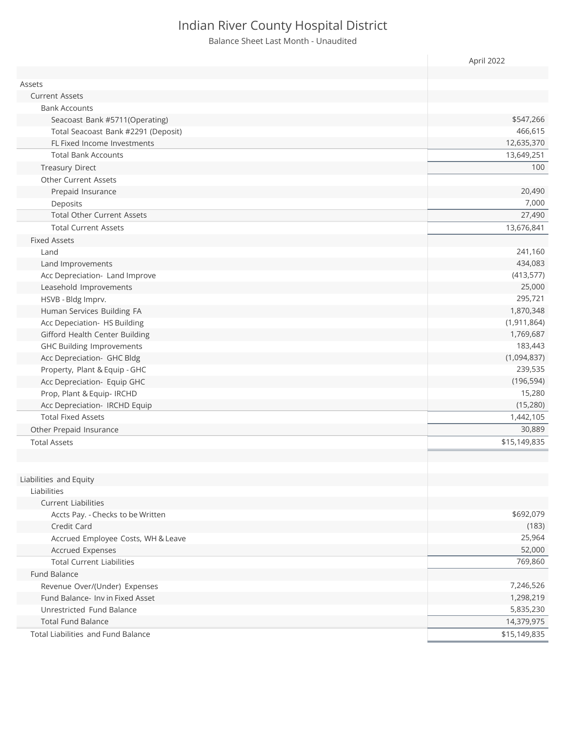# Indian River County Hospital District

Balance Sheet Last Month - Unaudited

| | April 2022 |
|---|---|
| Assets | |
| Current Assets | |
| Bank Accounts | |
| Seacoast Bank #5711(Operating) | $547,266 |
| Total Seacoast Bank #2291 (Deposit) | 466,615 |
| FL Fixed Income Investments | 12,635,370 |
| Total Bank Accounts | 13,649,251 |
| Treasury Direct | 100 |
| Other Current Assets | |
| Prepaid Insurance | 20,490 |
| Deposits | 7,000 |
| Total Other Current Assets | 27,490 |
| Total Current Assets | 13,676,841 |
| Fixed Assets | |
| Land | 241,160 |
| Land Improvements | 434,083 |
| Acc Depreciation- Land Improve | (413,577) |
| Leasehold Improvements | 25,000 |
| HSVB - Bldg Imprv. | 295,721 |
| Human Services Building FA | 1,870,348 |
| Acc Depeciation- HS Building | (1,911,864) |
| Gifford Health Center Building | 1,769,687 |
| GHC Building Improvements | 183,443 |
| Acc Depreciation- GHC Bldg | (1,094,837) |
| Property, Plant & Equip - GHC | 239,535 |
| Acc Depreciation- Equip GHC | (196,594) |
| Prop, Plant & Equip- IRCHD | 15,280 |
| Acc Depreciation- IRCHD Equip | (15,280) |
| Total Fixed Assets | 1,442,105 |
| Other Prepaid Insurance | 30,889 |
| Total Assets | $15,149,835 |
| | |
| Liabilities and Equity | |
| Liabilities | |
| Current Liabilities | |
| Accts Pay. - Checks to be Written | $692,079 |
| Credit Card | (183) |
| Accrued Employee Costs, WH & Leave | 25,964 |
| Accrued Expenses | 52,000 |
| Total Current Liabilities | 769,860 |
| Fund Balance | |
| Revenue Over/(Under) Expenses | 7,246,526 |
| Fund Balance- Inv in Fixed Asset | 1,298,219 |
| Unrestricted Fund Balance | 5,835,230 |
| Total Fund Balance | 14,379,975 |
| Total Liabilities and Fund Balance | $15,149,835 |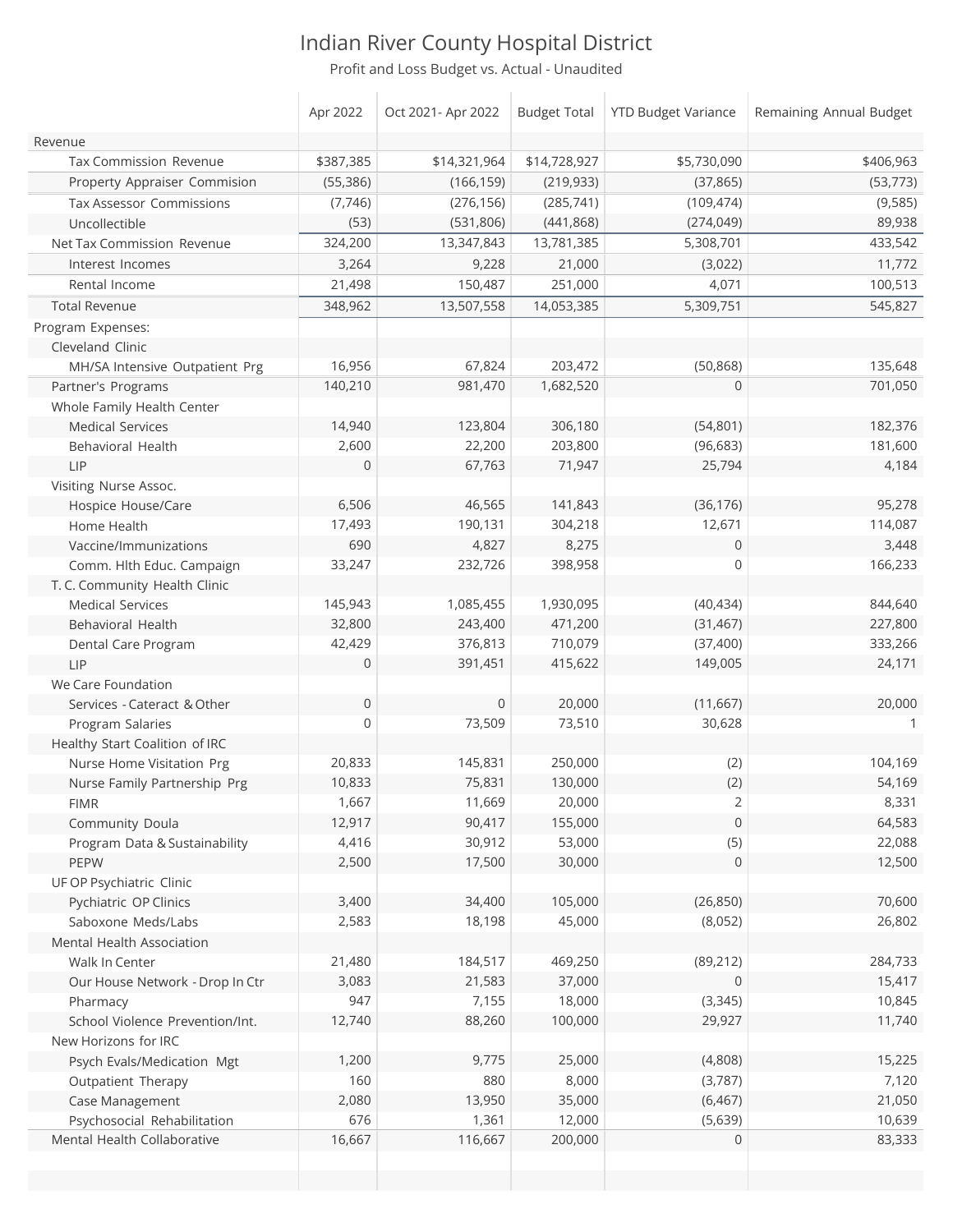# Indian River County Hospital District

Profit and Loss Budget vs. Actual - Unaudited

| | Apr 2022 | Oct 2021- Apr 2022 | Budget Total | YTD Budget Variance | Remaining Annual Budget |
|---|---|---|---|---|---|
| Revenue | | | | | |
| Tax Commission Revenue | $387,385 | $14,321,964 | $14,728,927 | $5,730,090 | $406,963 |
| Property Appraiser Commision | (55,386) | (166,159) | (219,933) | (37,865) | (53,773) |
| Tax Assessor Commissions | (7,746) | (276,156) | (285,741) | (109,474) | (9,585) |
| Uncollectible | (53) | (531,806) | (441,868) | (274,049) | 89,938 |
| Net Tax Commission Revenue | 324,200 | 13,347,843 | 13,781,385 | 5,308,701 | 433,542 |
| Interest Incomes | 3,264 | 9,228 | 21,000 | (3,022) | 11,772 |
| Rental Income | 21,498 | 150,487 | 251,000 | 4,071 | 100,513 |
| Total Revenue | 348,962 | 13,507,558 | 14,053,385 | 5,309,751 | 545,827 |
| Program Expenses: | | | | | |
| Cleveland Clinic | | | | | |
| MH/SA Intensive Outpatient Prg | 16,956 | 67,824 | 203,472 | (50,868) | 135,648 |
| Partner's Programs | 140,210 | 981,470 | 1,682,520 | 0 | 701,050 |
| Whole Family Health Center | | | | | |
| Medical Services | 14,940 | 123,804 | 306,180 | (54,801) | 182,376 |
| Behavioral Health | 2,600 | 22,200 | 203,800 | (96,683) | 181,600 |
| LIP | 0 | 67,763 | 71,947 | 25,794 | 4,184 |
| Visiting Nurse Assoc. | | | | | |
| Hospice House/Care | 6,506 | 46,565 | 141,843 | (36,176) | 95,278 |
| Home Health | 17,493 | 190,131 | 304,218 | 12,671 | 114,087 |
| Vaccine/Immunizations | 690 | 4,827 | 8,275 | 0 | 3,448 |
| Comm. Hlth Educ. Campaign | 33,247 | 232,726 | 398,958 | 0 | 166,233 |
| T. C. Community Health Clinic | | | | | |
| Medical Services | 145,943 | 1,085,455 | 1,930,095 | (40,434) | 844,640 |
| Behavioral Health | 32,800 | 243,400 | 471,200 | (31,467) | 227,800 |
| Dental Care Program | 42,429 | 376,813 | 710,079 | (37,400) | 333,266 |
| LIP | 0 | 391,451 | 415,622 | 149,005 | 24,171 |
| We Care Foundation | | | | | |
| Services - Cateract & Other | 0 | 0 | 20,000 | (11,667) | 20,000 |
| Program Salaries | 0 | 73,509 | 73,510 | 30,628 | 1 |
| Healthy Start Coalition of IRC | | | | | |
| Nurse Home Visitation Prg | 20,833 | 145,831 | 250,000 | (2) | 104,169 |
| Nurse Family Partnership Prg | 10,833 | 75,831 | 130,000 | (2) | 54,169 |
| FIMR | 1,667 | 11,669 | 20,000 | 2 | 8,331 |
| Community Doula | 12,917 | 90,417 | 155,000 | 0 | 64,583 |
| Program Data & Sustainability | 4,416 | 30,912 | 53,000 | (5) | 22,088 |
| PEPW | 2,500 | 17,500 | 30,000 | 0 | 12,500 |
| UF OP Psychiatric Clinic | | | | | |
| Pychiatric OP Clinics | 3,400 | 34,400 | 105,000 | (26,850) | 70,600 |
| Saboxone Meds/Labs | 2,583 | 18,198 | 45,000 | (8,052) | 26,802 |
| Mental Health Association | | | | | |
| Walk In Center | 21,480 | 184,517 | 469,250 | (89,212) | 284,733 |
| Our House Network - Drop In Ctr | 3,083 | 21,583 | 37,000 | 0 | 15,417 |
| Pharmacy | 947 | 7,155 | 18,000 | (3,345) | 10,845 |
| School Violence Prevention/Int. | 12,740 | 88,260 | 100,000 | 29,927 | 11,740 |
| New Horizons for IRC | | | | | |
| Psych Evals/Medication Mgt | 1,200 | 9,775 | 25,000 | (4,808) | 15,225 |
| Outpatient Therapy | 160 | 880 | 8,000 | (3,787) | 7,120 |
| Case Management | 2,080 | 13,950 | 35,000 | (6,467) | 21,050 |
| Psychosocial Rehabilitation | 676 | 1,361 | 12,000 | (5,639) | 10,639 |
| Mental Health Collaborative | 16,667 | 116,667 | 200,000 | 0 | 83,333 |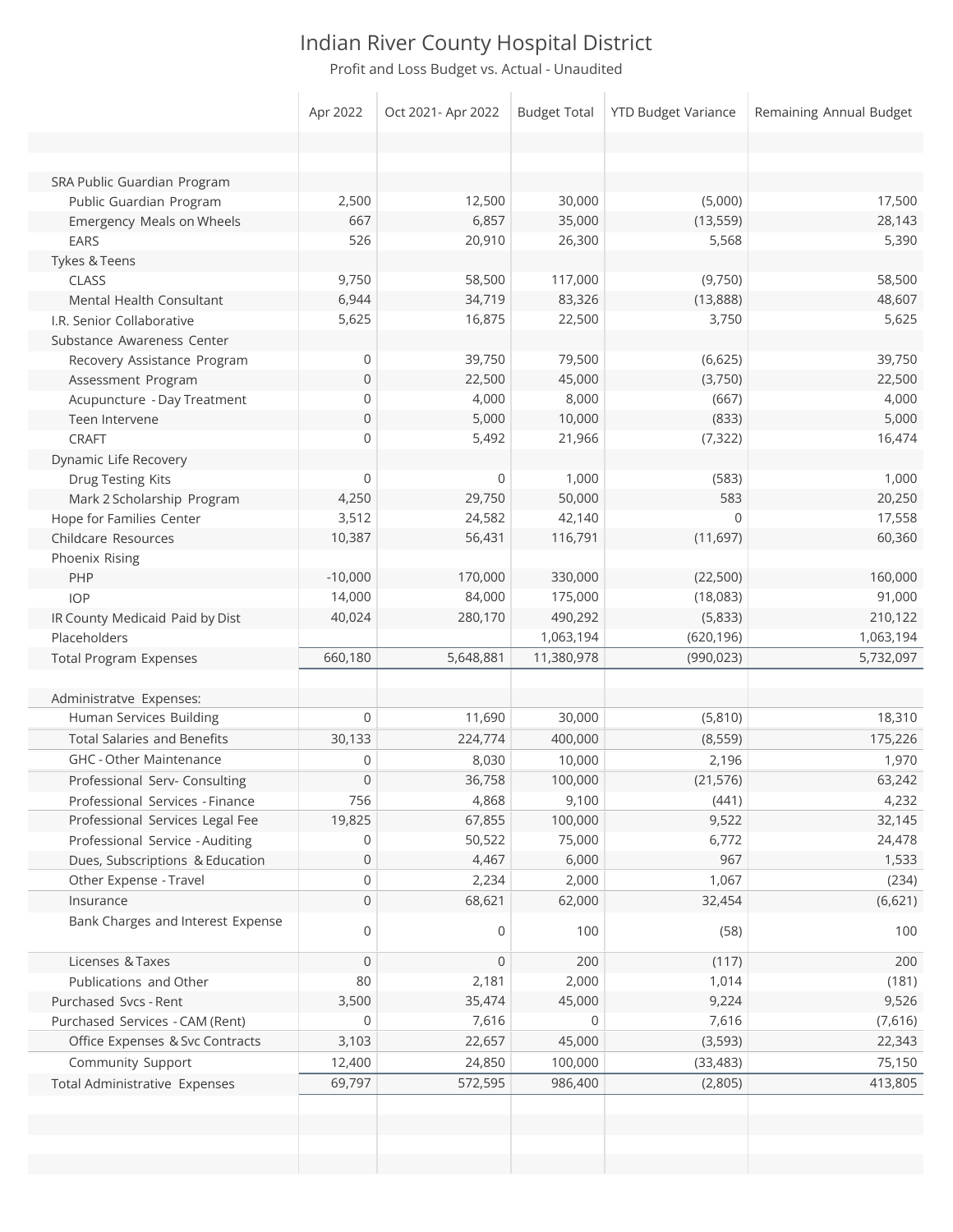# Indian River County Hospital District

Profit and Loss Budget vs. Actual - Unaudited

| | Apr 2022 | Oct 2021- Apr 2022 | Budget Total | YTD Budget Variance | Remaining Annual Budget |
|---|---|---|---|---|---|
| | | | | | |
| SRA Public Guardian Program | | | | | |
| Public Guardian Program | 2,500 | 12,500 | 30,000 | (5,000) | 17,500 |
| Emergency Meals on Wheels | 667 | 6,857 | 35,000 | (13,559) | 28,143 |
| EARS | 526 | 20,910 | 26,300 | 5,568 | 5,390 |
| Tykes & Teens | | | | | |
| CLASS | 9,750 | 58,500 | 117,000 | (9,750) | 58,500 |
| Mental Health Consultant | 6,944 | 34,719 | 83,326 | (13,888) | 48,607 |
| I.R. Senior Collaborative | 5,625 | 16,875 | 22,500 | 3,750 | 5,625 |
| Substance Awareness Center | | | | | |
| Recovery Assistance Program | 0 | 39,750 | 79,500 | (6,625) | 39,750 |
| Assessment Program | 0 | 22,500 | 45,000 | (3,750) | 22,500 |
| Acupuncture - Day Treatment | 0 | 4,000 | 8,000 | (667) | 4,000 |
| Teen Intervene | 0 | 5,000 | 10,000 | (833) | 5,000 |
| CRAFT | 0 | 5,492 | 21,966 | (7,322) | 16,474 |
| Dynamic Life Recovery | | | | | |
| Drug Testing Kits | 0 | 0 | 1,000 | (583) | 1,000 |
| Mark 2 Scholarship Program | 4,250 | 29,750 | 50,000 | 583 | 20,250 |
| Hope for Families Center | 3,512 | 24,582 | 42,140 | 0 | 17,558 |
| Childcare Resources | 10,387 | 56,431 | 116,791 | (11,697) | 60,360 |
| Phoenix Rising | | | | | |
| PHP | -10,000 | 170,000 | 330,000 | (22,500) | 160,000 |
| IOP | 14,000 | 84,000 | 175,000 | (18,083) | 91,000 |
| IR County Medicaid Paid by Dist | 40,024 | 280,170 | 490,292 | (5,833) | 210,122 |
| Placeholders | | | 1,063,194 | (620,196) | 1,063,194 |
| Total Program Expenses | 660,180 | 5,648,881 | 11,380,978 | (990,023) | 5,732,097 |
| | | | | | |
| Administratve Expenses: | | | | | |
| Human Services Building | 0 | 11,690 | 30,000 | (5,810) | 18,310 |
| Total Salaries and Benefits | 30,133 | 224,774 | 400,000 | (8,559) | 175,226 |
| GHC - Other Maintenance | 0 | 8,030 | 10,000 | 2,196 | 1,970 |
| Professional Serv- Consulting | 0 | 36,758 | 100,000 | (21,576) | 63,242 |
| Professional Services - Finance | 756 | 4,868 | 9,100 | (441) | 4,232 |
| Professional Services Legal Fee | 19,825 | 67,855 | 100,000 | 9,522 | 32,145 |
| Professional Service - Auditing | 0 | 50,522 | 75,000 | 6,772 | 24,478 |
| Dues, Subscriptions & Education | 0 | 4,467 | 6,000 | 967 | 1,533 |
| Other Expense - Travel | 0 | 2,234 | 2,000 | 1,067 | (234) |
| Insurance | 0 | 68,621 | 62,000 | 32,454 | (6,621) |
| Bank Charges and Interest Expense | 0 | 0 | 100 | (58) | 100 |
| Licenses & Taxes | 0 | 0 | 200 | (117) | 200 |
| Publications and Other | 80 | 2,181 | 2,000 | 1,014 | (181) |
| Purchased Svcs - Rent | 3,500 | 35,474 | 45,000 | 9,224 | 9,526 |
| Purchased Services - CAM (Rent) | 0 | 7,616 | 0 | 7,616 | (7,616) |
| Office Expenses & Svc Contracts | 3,103 | 22,657 | 45,000 | (3,593) | 22,343 |
| Community Support | 12,400 | 24,850 | 100,000 | (33,483) | 75,150 |
| Total Administrative Expenses | 69,797 | 572,595 | 986,400 | (2,805) | 413,805 |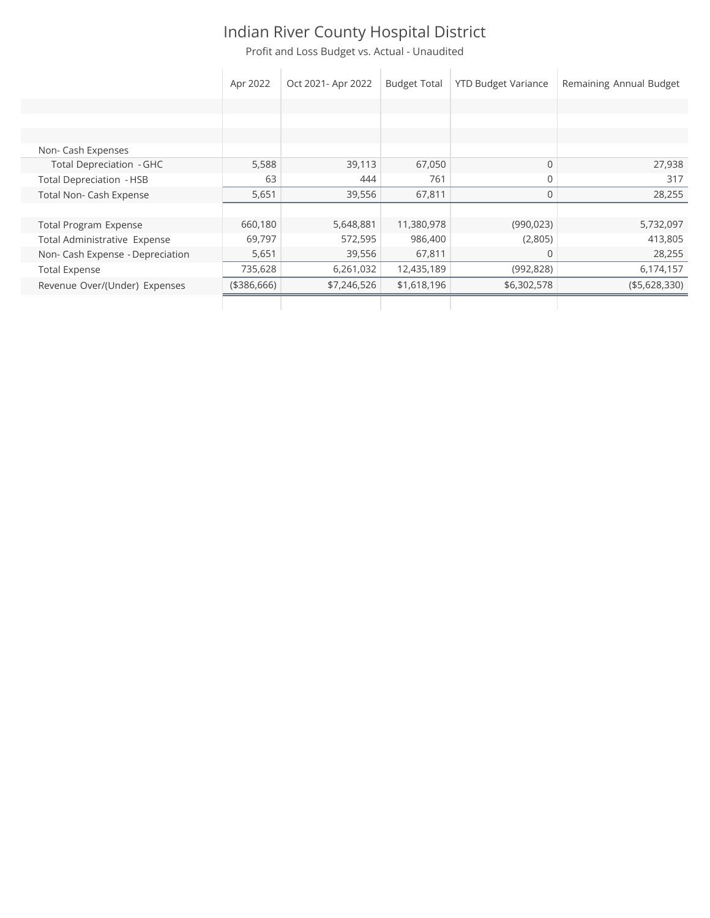# Indian River County Hospital District

Profit and Loss Budget vs. Actual - Unaudited

| | Apr 2022 | Oct 2021- Apr 2022 | Budget Total | YTD Budget Variance | Remaining Annual Budget |
|---|---|---|---|---|---|
| Non- Cash Expenses | | | | | |
| Total Depreciation - GHC | 5,588 | 39,113 | 67,050 | 0 | 27,938 |
| Total Depreciation - HSB | 63 | 444 | 761 | 0 | 317 |
| Total Non- Cash Expense | 5,651 | 39,556 | 67,811 | 0 | 28,255 |
| | | | | | |
| Total Program Expense | 660,180 | 5,648,881 | 11,380,978 | (990,023) | 5,732,097 |
| Total Administrative Expense | 69,797 | 572,595 | 986,400 | (2,805) | 413,805 |
| Non- Cash Expense - Depreciation | 5,651 | 39,556 | 67,811 | 0 | 28,255 |
| Total Expense | 735,628 | 6,261,032 | 12,435,189 | (992,828) | 6,174,157 |
| Revenue Over/(Under) Expenses | ($386,666) | $7,246,526 | $1,618,196 | $6,302,578 | ($5,628,330) |